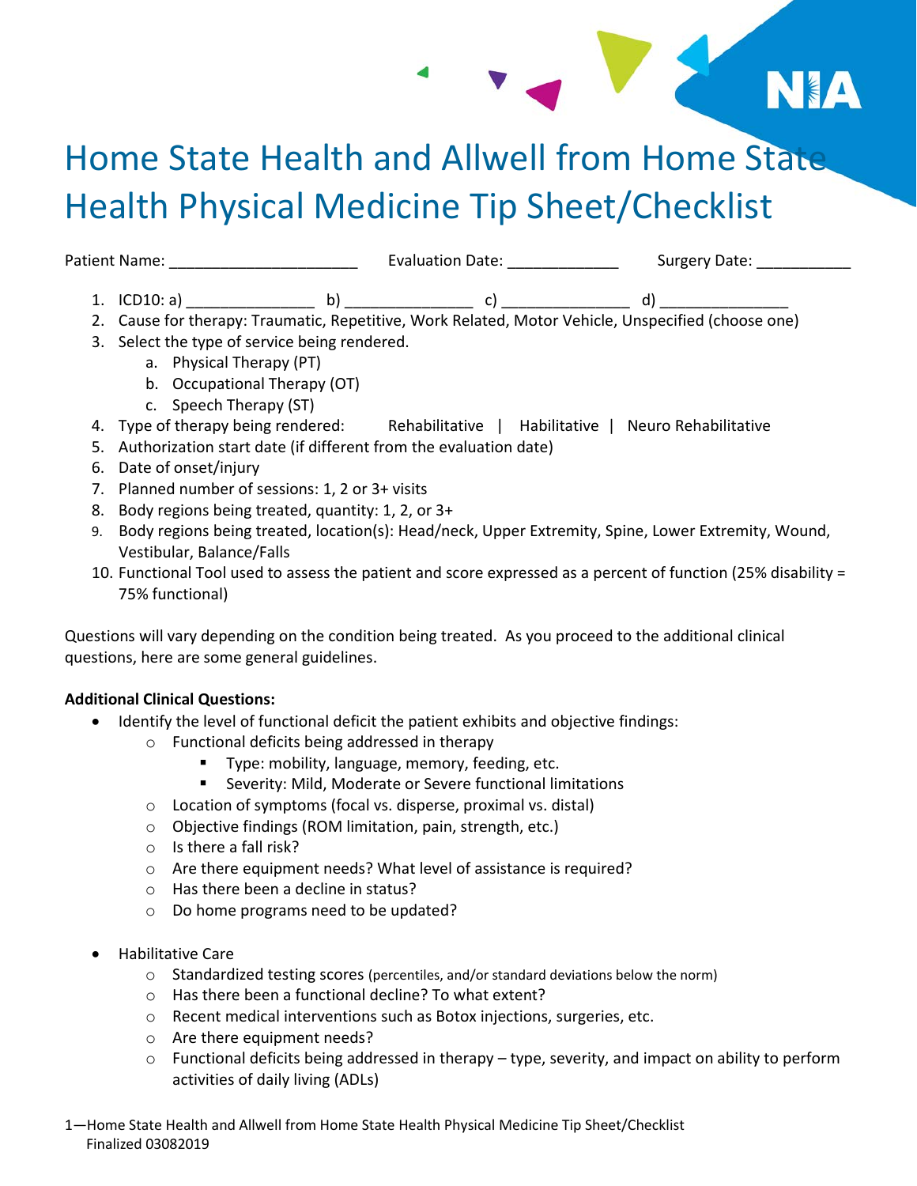# Home State Health and Allwell from Home State Health Physical Medicine Tip Sheet/Checklist

Patient Name: ______________________ Evaluation Date: _____________ Surgery Date: ___________

1. ICD10: a) _______________ b) _______________ c) _______________ d) _______________
2. Cause for therapy: Traumatic, Repetitive, Work Related, Motor Vehicle, Unspecified (choose one)
3. Select the type of service being rendered.
   a. Physical Therapy (PT)
   b. Occupational Therapy (OT)
   c. Speech Therapy (ST)
4. Type of therapy being rendered: Rehabilitative | Habilitative | Neuro Rehabilitative
5. Authorization start date (if different from the evaluation date)
6. Date of onset/injury
7. Planned number of sessions: 1, 2 or 3+ visits
8. Body regions being treated, quantity: 1, 2, or 3+
9. Body regions being treated, location(s): Head/neck, Upper Extremity, Spine, Lower Extremity, Wound, Vestibular, Balance/Falls
10. Functional Tool used to assess the patient and score expressed as a percent of function (25% disability = 75% functional)

Questions will vary depending on the condition being treated. As you proceed to the additional clinical questions, here are some general guidelines.

**Additional Clinical Questions:**

- Identify the level of functional deficit the patient exhibits and objective findings:
  - Functional deficits being addressed in therapy
    - Type: mobility, language, memory, feeding, etc.
    - Severity: Mild, Moderate or Severe functional limitations
  - Location of symptoms (focal vs. disperse, proximal vs. distal)
  - Objective findings (ROM limitation, pain, strength, etc.)
  - Is there a fall risk?
  - Are there equipment needs? What level of assistance is required?
  - Has there been a decline in status?
  - Do home programs need to be updated?

- Habilitative Care
  - Standardized testing scores (percentiles, and/or standard deviations below the norm)
  - Has there been a functional decline? To what extent?
  - Recent medical interventions such as Botox injections, surgeries, etc.
  - Are there equipment needs?
  - Functional deficits being addressed in therapy – type, severity, and impact on ability to perform activities of daily living (ADLs)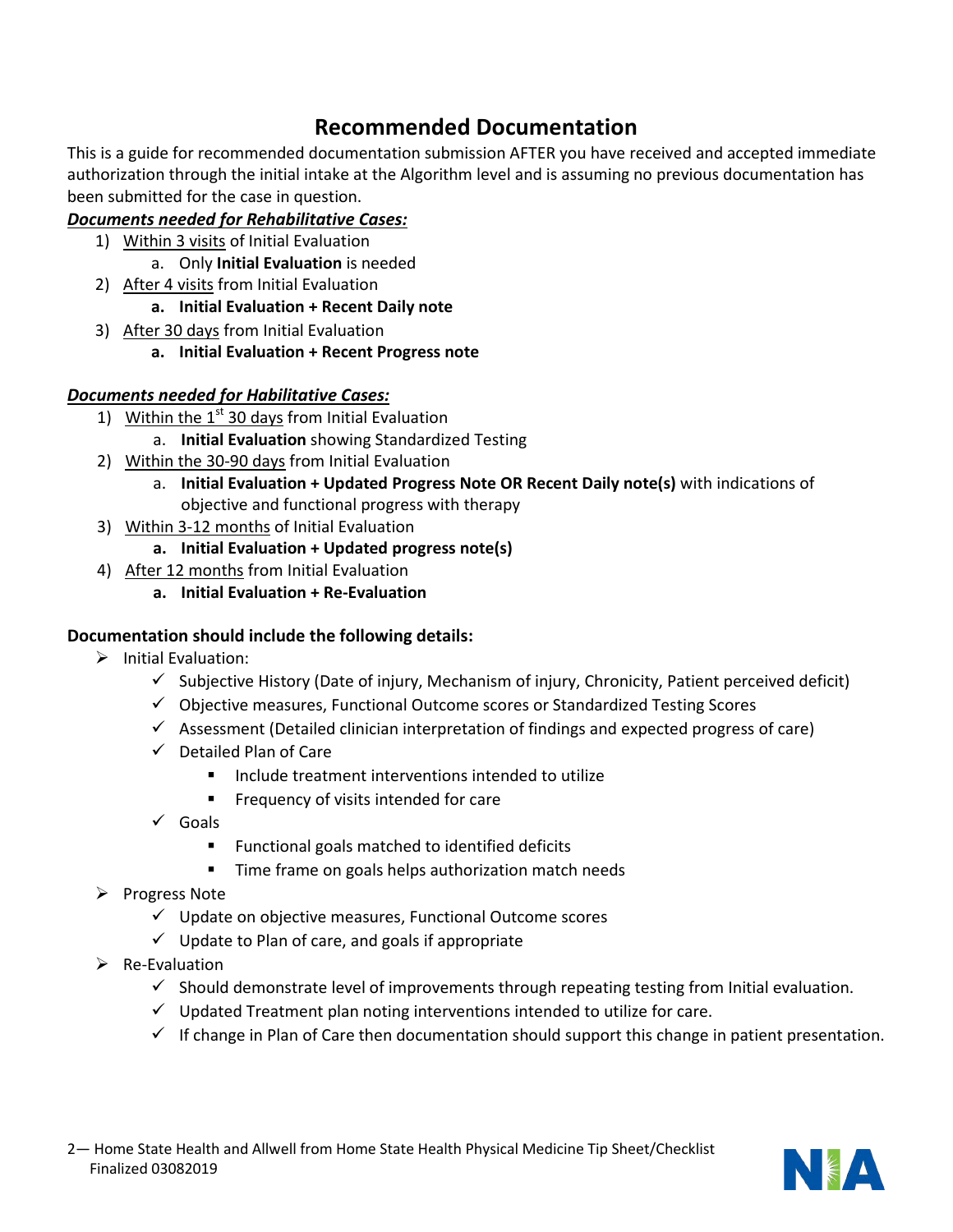# Recommended Documentation

This is a guide for recommended documentation submission AFTER you have received and accepted immediate authorization through the initial intake at the Algorithm level and is assuming no previous documentation has been submitted for the case in question.

***Documents needed for Rehabilitative Cases:***

1) Within 3 visits of Initial Evaluation
   a. Only **Initial Evaluation** is needed
2) After 4 visits from Initial Evaluation
   a. **Initial Evaluation + Recent Daily note**
3) After 30 days from Initial Evaluation
   a. **Initial Evaluation + Recent Progress note**

***Documents needed for Habilitative Cases:***

1) Within the 1st 30 days from Initial Evaluation
   a. **Initial Evaluation** showing Standardized Testing
2) Within the 30-90 days from Initial Evaluation
   a. **Initial Evaluation + Updated Progress Note OR Recent Daily note(s)** with indications of objective and functional progress with therapy
3) Within 3-12 months of Initial Evaluation
   a. **Initial Evaluation + Updated progress note(s)**
4) After 12 months from Initial Evaluation
   a. **Initial Evaluation + Re-Evaluation**

**Documentation should include the following details:**

- Initial Evaluation:
  - ✓ Subjective History (Date of injury, Mechanism of injury, Chronicity, Patient perceived deficit)
  - ✓ Objective measures, Functional Outcome scores or Standardized Testing Scores
  - ✓ Assessment (Detailed clinician interpretation of findings and expected progress of care)
  - ✓ Detailed Plan of Care
    - Include treatment interventions intended to utilize
    - Frequency of visits intended for care
  - ✓ Goals
    - Functional goals matched to identified deficits
    - Time frame on goals helps authorization match needs
- Progress Note
  - ✓ Update on objective measures, Functional Outcome scores
  - ✓ Update to Plan of care, and goals if appropriate
- Re-Evaluation
  - ✓ Should demonstrate level of improvements through repeating testing from Initial evaluation.
  - ✓ Updated Treatment plan noting interventions intended to utilize for care.
  - ✓ If change in Plan of Care then documentation should support this change in patient presentation.